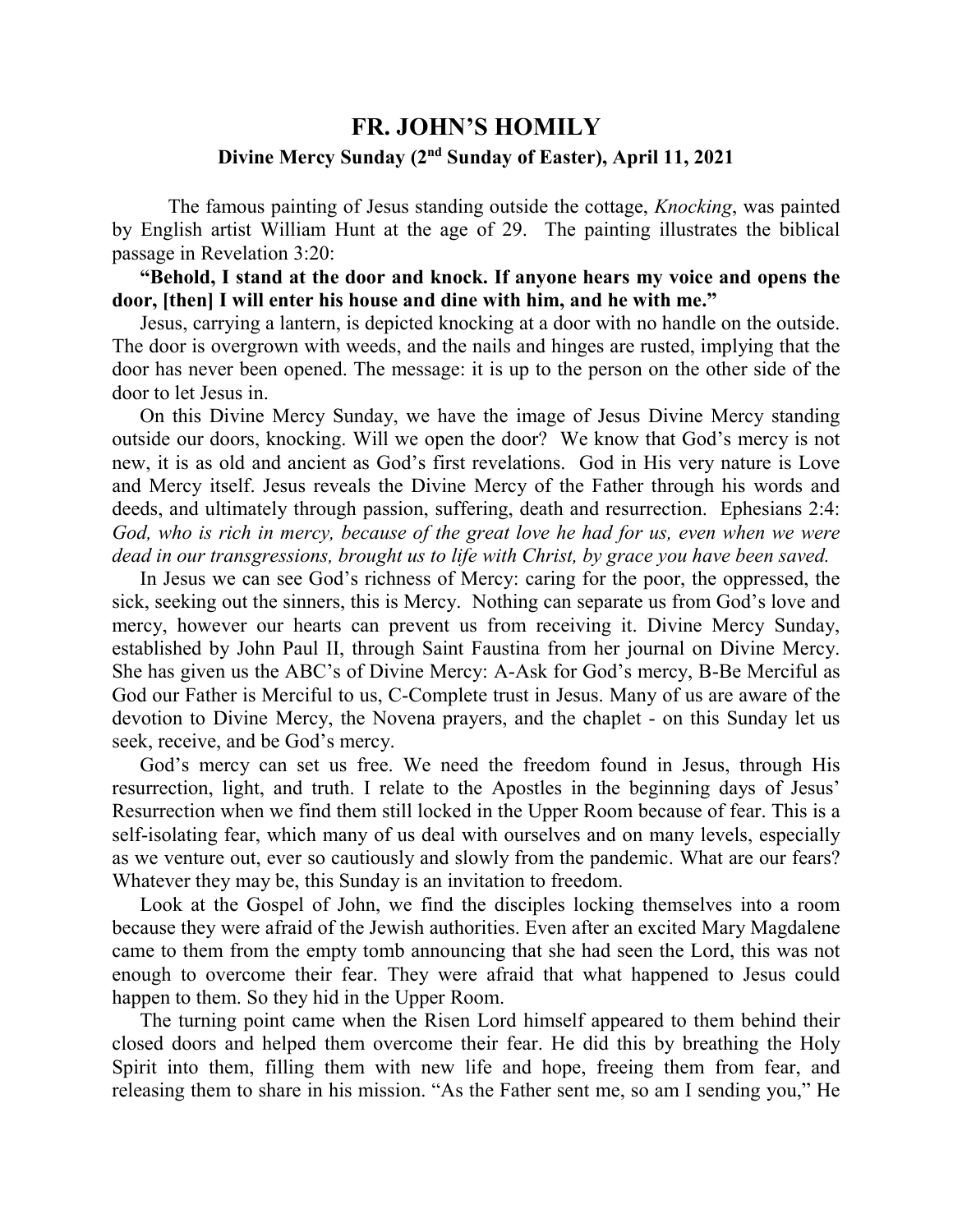# FR. JOHN'S HOMILY

## Divine Mercy Sunday (2nd Sunday of Easter), April 11, 2021

The famous painting of Jesus standing outside the cottage, *Knocking*, was painted by English artist William Hunt at the age of 29. The painting illustrates the biblical passage in Revelation 3:20:

**"Behold, I stand at the door and knock. If anyone hears my voice and opens the door, [then] I will enter his house and dine with him, and he with me."**

Jesus, carrying a lantern, is depicted knocking at a door with no handle on the outside. The door is overgrown with weeds, and the nails and hinges are rusted, implying that the door has never been opened. The message: it is up to the person on the other side of the door to let Jesus in.

On this Divine Mercy Sunday, we have the image of Jesus Divine Mercy standing outside our doors, knocking. Will we open the door? We know that God's mercy is not new, it is as old and ancient as God's first revelations. God in His very nature is Love and Mercy itself. Jesus reveals the Divine Mercy of the Father through his words and deeds, and ultimately through passion, suffering, death and resurrection. Ephesians 2:4: *God, who is rich in mercy, because of the great love he had for us, even when we were dead in our transgressions, brought us to life with Christ, by grace you have been saved.*

In Jesus we can see God's richness of Mercy: caring for the poor, the oppressed, the sick, seeking out the sinners, this is Mercy. Nothing can separate us from God's love and mercy, however our hearts can prevent us from receiving it. Divine Mercy Sunday, established by John Paul II, through Saint Faustina from her journal on Divine Mercy. She has given us the ABC's of Divine Mercy: A-Ask for God's mercy, B-Be Merciful as God our Father is Merciful to us, C-Complete trust in Jesus. Many of us are aware of the devotion to Divine Mercy, the Novena prayers, and the chaplet - on this Sunday let us seek, receive, and be God's mercy.

God's mercy can set us free. We need the freedom found in Jesus, through His resurrection, light, and truth. I relate to the Apostles in the beginning days of Jesus' Resurrection when we find them still locked in the Upper Room because of fear. This is a self-isolating fear, which many of us deal with ourselves and on many levels, especially as we venture out, ever so cautiously and slowly from the pandemic. What are our fears? Whatever they may be, this Sunday is an invitation to freedom.

Look at the Gospel of John, we find the disciples locking themselves into a room because they were afraid of the Jewish authorities. Even after an excited Mary Magdalene came to them from the empty tomb announcing that she had seen the Lord, this was not enough to overcome their fear. They were afraid that what happened to Jesus could happen to them. So they hid in the Upper Room.

The turning point came when the Risen Lord himself appeared to them behind their closed doors and helped them overcome their fear. He did this by breathing the Holy Spirit into them, filling them with new life and hope, freeing them from fear, and releasing them to share in his mission. "As the Father sent me, so am I sending you," He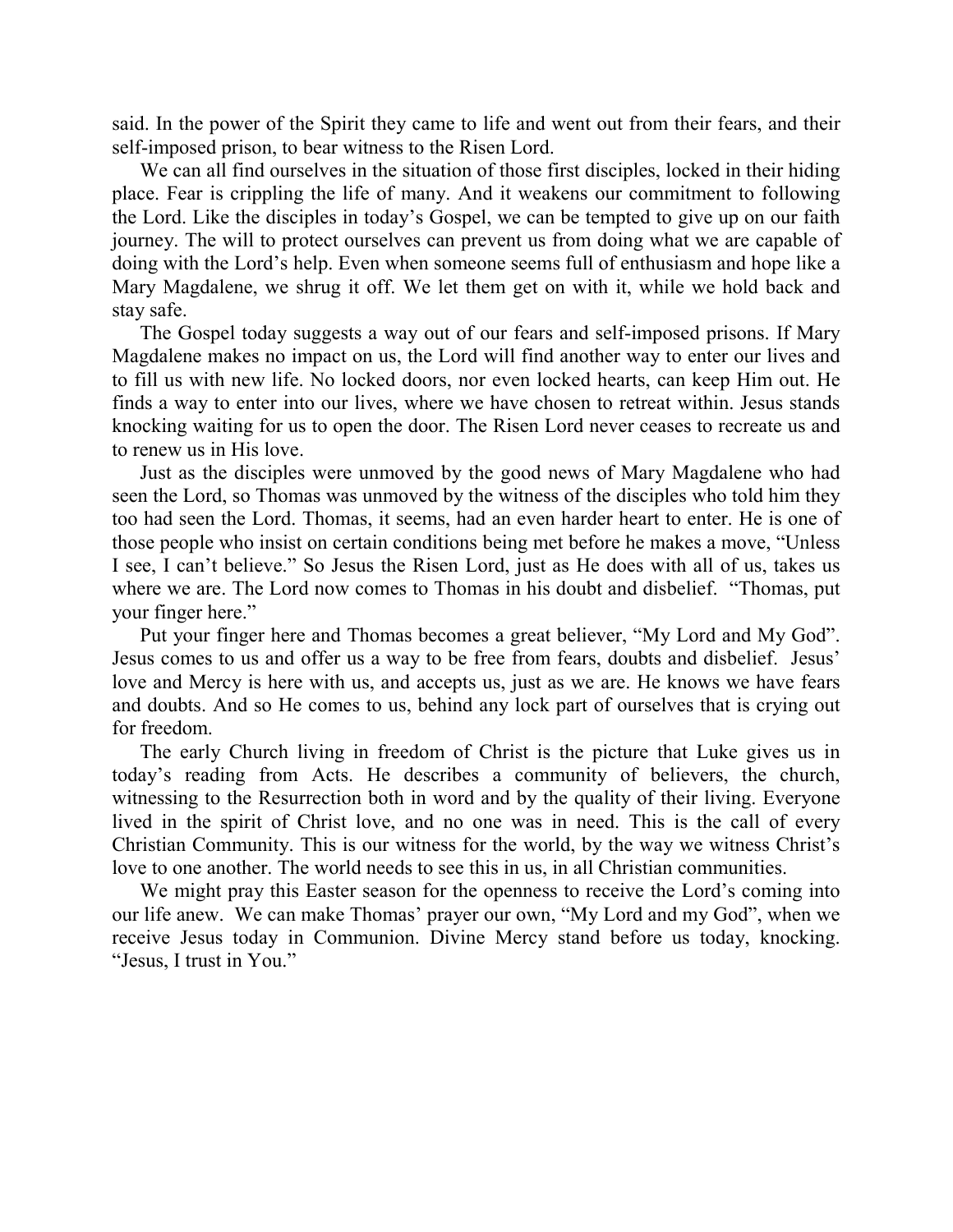said. In the power of the Spirit they came to life and went out from their fears, and their self-imposed prison, to bear witness to the Risen Lord.

We can all find ourselves in the situation of those first disciples, locked in their hiding place. Fear is crippling the life of many. And it weakens our commitment to following the Lord. Like the disciples in today's Gospel, we can be tempted to give up on our faith journey. The will to protect ourselves can prevent us from doing what we are capable of doing with the Lord's help. Even when someone seems full of enthusiasm and hope like a Mary Magdalene, we shrug it off. We let them get on with it, while we hold back and stay safe.

The Gospel today suggests a way out of our fears and self-imposed prisons. If Mary Magdalene makes no impact on us, the Lord will find another way to enter our lives and to fill us with new life. No locked doors, nor even locked hearts, can keep Him out. He finds a way to enter into our lives, where we have chosen to retreat within. Jesus stands knocking waiting for us to open the door. The Risen Lord never ceases to recreate us and to renew us in His love.

Just as the disciples were unmoved by the good news of Mary Magdalene who had seen the Lord, so Thomas was unmoved by the witness of the disciples who told him they too had seen the Lord. Thomas, it seems, had an even harder heart to enter. He is one of those people who insist on certain conditions being met before he makes a move, "Unless I see, I can't believe." So Jesus the Risen Lord, just as He does with all of us, takes us where we are. The Lord now comes to Thomas in his doubt and disbelief. "Thomas, put your finger here."

Put your finger here and Thomas becomes a great believer, "My Lord and My God". Jesus comes to us and offer us a way to be free from fears, doubts and disbelief. Jesus' love and Mercy is here with us, and accepts us, just as we are. He knows we have fears and doubts. And so He comes to us, behind any lock part of ourselves that is crying out for freedom.

The early Church living in freedom of Christ is the picture that Luke gives us in today's reading from Acts. He describes a community of believers, the church, witnessing to the Resurrection both in word and by the quality of their living. Everyone lived in the spirit of Christ love, and no one was in need. This is the call of every Christian Community. This is our witness for the world, by the way we witness Christ's love to one another. The world needs to see this in us, in all Christian communities.

We might pray this Easter season for the openness to receive the Lord's coming into our life anew. We can make Thomas' prayer our own, "My Lord and my God", when we receive Jesus today in Communion. Divine Mercy stand before us today, knocking. "Jesus, I trust in You."